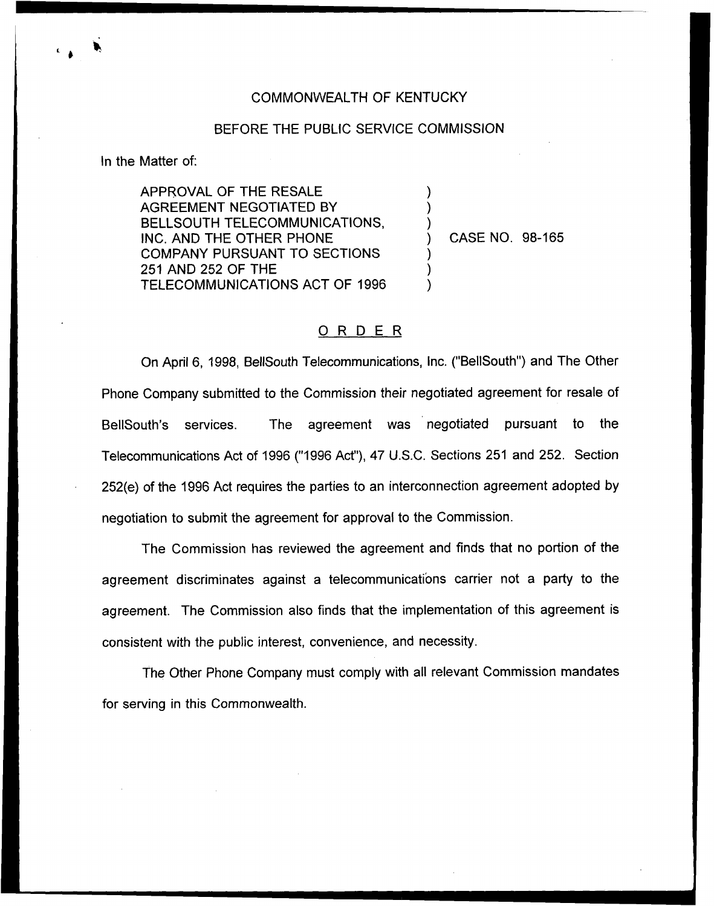COMMONWEALTH OF KENTUCKY

BEFORE THE PUBLIC SERVICE COMMISSION

In the Matter of:

APPROVAL OF THE RESALE AGREEMENT NEGOTIATED BY BELLSOUTH TELECOMMUNICATIONS, INC. AND THE OTHER PHONE COMPANY PURSUANT TO SECTIONS 251 AND 252 OF THE TELECOMMUNICATIONS ACT OF 1996 ) CASE NO. 98-165

## ORDER

On April 6, 1998, BellSouth Telecommunications, Inc. ("BellSouth") and The Other Phone Company submitted to the Commission their negotiated agreement for resale of BellSouth's services. The agreement was negotiated pursuant to the Telecommunications Act of 1996 ("1996 Act"), 47 U.S.C. Sections 251 and 252. Section 252(e) of the 1996 Act requires the parties to an interconnection agreement adopted by negotiation to submit the agreement for approval to the Commission.

The Commission has reviewed the agreement and finds that no portion of the agreement discriminates against a telecommunications carrier not a party to the agreement. The Commission also finds that the implementation of this agreement is consistent with the public interest, convenience, and necessity.

The Other Phone Company must comply with all relevant Commission mandates for serving in this Commonwealth.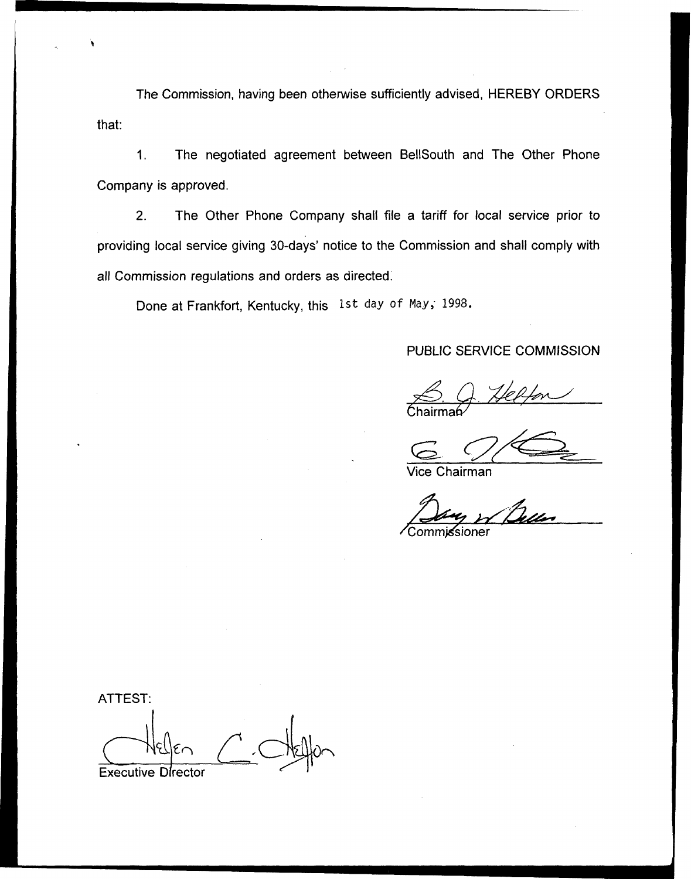The Commission, having been otherwise sufficiently advised, HEREBY ORDERS that:

1. The negotiated agreement between BellSouth and The Other Phone Company is approved.

2. The Other Phone Company shall file a tariff for local service prior to providing local service giving 30-days' notice to the Commission and shall comply with all Commission regulations and orders as directed.

Done at Frankfort, Kentucky, this 1st day of May, 1998.

PUBLIC SERVICE COMMISSION

Chairman

Vice Chairman

Commissioner

ATTEST:

Executive Director